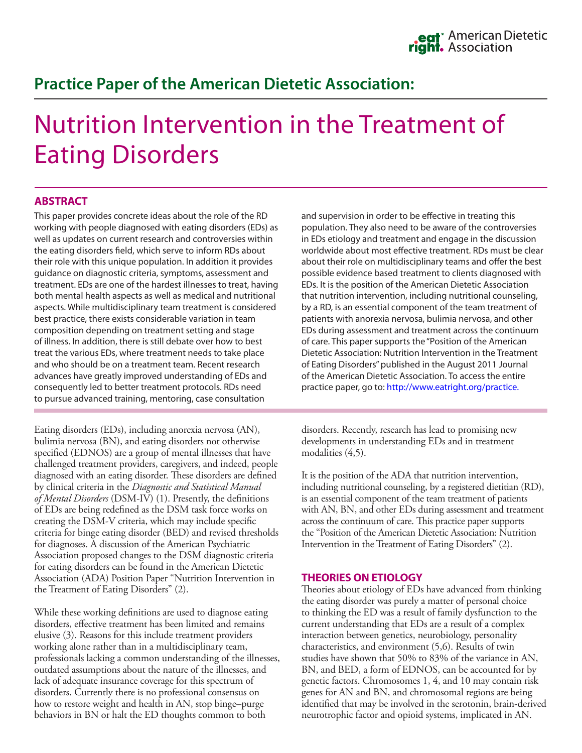eat right. American Dietetic Association

## Practice Paper of the American Dietetic Association:

# Nutrition Intervention in the Treatment of Eating Disorders

## ABSTRACT

This paper provides concrete ideas about the role of the RD working with people diagnosed with eating disorders (EDs) as well as updates on current research and controversies within the eating disorders field, which serve to inform RDs about their role with this unique population. In addition it provides guidance on diagnostic criteria, symptoms, assessment and treatment. EDs are one of the hardest illnesses to treat, having both mental health aspects as well as medical and nutritional aspects. While multidisciplinary team treatment is considered best practice, there exists considerable variation in team composition depending on treatment setting and stage of illness. In addition, there is still debate over how to best treat the various EDs, where treatment needs to take place and who should be on a treatment team. Recent research advances have greatly improved understanding of EDs and consequently led to better treatment protocols. RDs need to pursue advanced training, mentoring, case consultation and supervision in order to be effective in treating this population. They also need to be aware of the controversies in EDs etiology and treatment and engage in the discussion worldwide about most effective treatment. RDs must be clear about their role on multidisciplinary teams and offer the best possible evidence based treatment to clients diagnosed with EDs. It is the position of the American Dietetic Association that nutrition intervention, including nutritional counseling, by a RD, is an essential component of the team treatment of patients with anorexia nervosa, bulimia nervosa, and other EDs during assessment and treatment across the continuum of care. This paper supports the "Position of the American Dietetic Association: Nutrition Intervention in the Treatment of Eating Disorders" published in the August 2011 Journal of the American Dietetic Association. To access the entire practice paper, go to: http://www.eatright.org/practice.

Eating disorders (EDs), including anorexia nervosa (AN), bulimia nervosa (BN), and eating disorders not otherwise specified (EDNOS) are a group of mental illnesses that have challenged treatment providers, caregivers, and indeed, people diagnosed with an eating disorder. These disorders are defined by clinical criteria in the *Diagnostic and Statistical Manual of Mental Disorders* (DSM-IV) (1). Presently, the definitions of EDs are being redefined as the DSM task force works on creating the DSM-V criteria, which may include specific criteria for binge eating disorder (BED) and revised thresholds for diagnoses. A discussion of the American Psychiatric Association proposed changes to the DSM diagnostic criteria for eating disorders can be found in the American Dietetic Association (ADA) Position Paper "Nutrition Intervention in the Treatment of Eating Disorders" (2).

While these working definitions are used to diagnose eating disorders, effective treatment has been limited and remains elusive (3). Reasons for this include treatment providers working alone rather than in a multidisciplinary team, professionals lacking a common understanding of the illnesses, outdated assumptions about the nature of the illnesses, and lack of adequate insurance coverage for this spectrum of disorders. Currently there is no professional consensus on how to restore weight and health in AN, stop binge–purge behaviors in BN or halt the ED thoughts common to both disorders. Recently, research has lead to promising new developments in understanding EDs and in treatment modalities (4,5).

It is the position of the ADA that nutrition intervention, including nutritional counseling, by a registered dietitian (RD), is an essential component of the team treatment of patients with AN, BN, and other EDs during assessment and treatment across the continuum of care. This practice paper supports the "Position of the American Dietetic Association: Nutrition Intervention in the Treatment of Eating Disorders" (2).

## THEORIES ON ETIOLOGY

Theories about etiology of EDs have advanced from thinking the eating disorder was purely a matter of personal choice to thinking the ED was a result of family dysfunction to the current understanding that EDs are a result of a complex interaction between genetics, neurobiology, personality characteristics, and environment (5,6). Results of twin studies have shown that 50% to 83% of the variance in AN, BN, and BED, a form of EDNOS, can be accounted for by genetic factors. Chromosomes 1, 4, and 10 may contain risk genes for AN and BN, and chromosomal regions are being identified that may be involved in the serotonin, brain-derived neurotrophic factor and opioid systems, implicated in AN.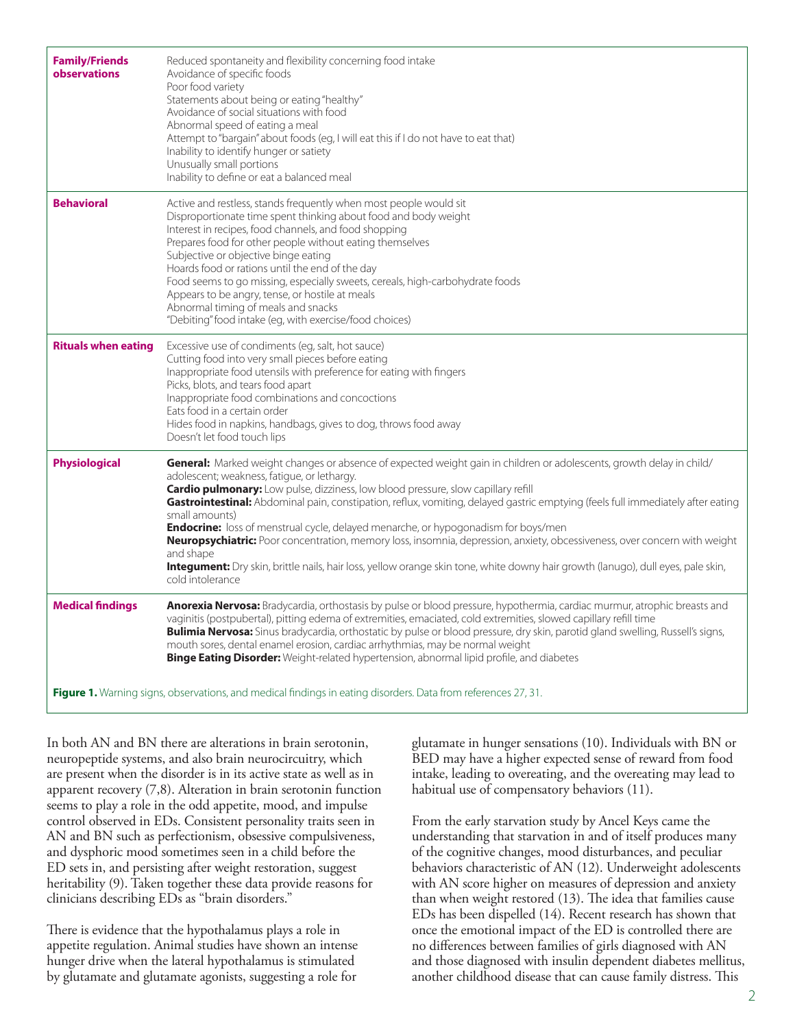| | |
|---|---|
| **Family/Friends observations** | Reduced spontaneity and flexibility concerning food intake<br>Avoidance of specific foods<br>Poor food variety<br>Statements about being or eating "healthy"<br>Avoidance of social situations with food<br>Abnormal speed of eating a meal<br>Attempt to "bargain" about foods (eg, I will eat this if I do not have to eat that)<br>Inability to identify hunger or satiety<br>Unusually small portions<br>Inability to define or eat a balanced meal |
| **Behavioral** | Active and restless, stands frequently when most people would sit<br>Disproportionate time spent thinking about food and body weight<br>Interest in recipes, food channels, and food shopping<br>Prepares food for other people without eating themselves<br>Subjective or objective binge eating<br>Hoards food or rations until the end of the day<br>Food seems to go missing, especially sweets, cereals, high-carbohydrate foods<br>Appears to be angry, tense, or hostile at meals<br>Abnormal timing of meals and snacks<br>"Debiting" food intake (eg, with exercise/food choices) |
| **Rituals when eating** | Excessive use of condiments (eg, salt, hot sauce)<br>Cutting food into very small pieces before eating<br>Inappropriate food utensils with preference for eating with fingers<br>Picks, blots, and tears food apart<br>Inappropriate food combinations and concoctions<br>Eats food in a certain order<br>Hides food in napkins, handbags, gives to dog, throws food away<br>Doesn't let food touch lips |
| **Physiological** | **General:** Marked weight changes or absence of expected weight gain in children or adolescents, growth delay in child/adolescent; weakness, fatigue, or lethargy.<br>**Cardio pulmonary:** Low pulse, dizziness, low blood pressure, slow capillary refill<br>**Gastrointestinal:** Abdominal pain, constipation, reflux, vomiting, delayed gastric emptying (feels full immediately after eating small amounts)<br>**Endocrine:** loss of menstrual cycle, delayed menarche, or hypogonadism for boys/men<br>**Neuropsychiatric:** Poor concentration, memory loss, insomnia, depression, anxiety, obcessiveness, over concern with weight and shape<br>**Integument:** Dry skin, brittle nails, hair loss, yellow orange skin tone, white downy hair growth (lanugo), dull eyes, pale skin, cold intolerance |
| **Medical findings** | **Anorexia Nervosa:** Bradycardia, orthostasis by pulse or blood pressure, hypothermia, cardiac murmur, atrophic breasts and vaginitis (postpubertal), pitting edema of extremities, emaciated, cold extremities, slowed capillary refill time<br>**Bulimia Nervosa:** Sinus bradycardia, orthostatic by pulse or blood pressure, dry skin, parotid gland swelling, Russell's signs, mouth sores, dental enamel erosion, cardiac arrhythmias, may be normal weight<br>**Binge Eating Disorder:** Weight-related hypertension, abnormal lipid profile, and diabetes |

**Figure 1.** Warning signs, observations, and medical findings in eating disorders. Data from references 27, 31.

In both AN and BN there are alterations in brain serotonin, neuropeptide systems, and also brain neurocircuitry, which are present when the disorder is in its active state as well as in apparent recovery (7,8). Alteration in brain serotonin function seems to play a role in the odd appetite, mood, and impulse control observed in EDs. Consistent personality traits seen in AN and BN such as perfectionism, obsessive compulsiveness, and dysphoric mood sometimes seen in a child before the ED sets in, and persisting after weight restoration, suggest heritability (9). Taken together these data provide reasons for clinicians describing EDs as "brain disorders."

There is evidence that the hypothalamus plays a role in appetite regulation. Animal studies have shown an intense hunger drive when the lateral hypothalamus is stimulated by glutamate and glutamate agonists, suggesting a role for glutamate in hunger sensations (10). Individuals with BN or BED may have a higher expected sense of reward from food intake, leading to overeating, and the overeating may lead to habitual use of compensatory behaviors (11).

From the early starvation study by Ancel Keys came the understanding that starvation in and of itself produces many of the cognitive changes, mood disturbances, and peculiar behaviors characteristic of AN (12). Underweight adolescents with AN score higher on measures of depression and anxiety than when weight restored (13). The idea that families cause EDs has been dispelled (14). Recent research has shown that once the emotional impact of the ED is controlled there are no differences between families of girls diagnosed with AN and those diagnosed with insulin dependent diabetes mellitus, another childhood disease that can cause family distress. This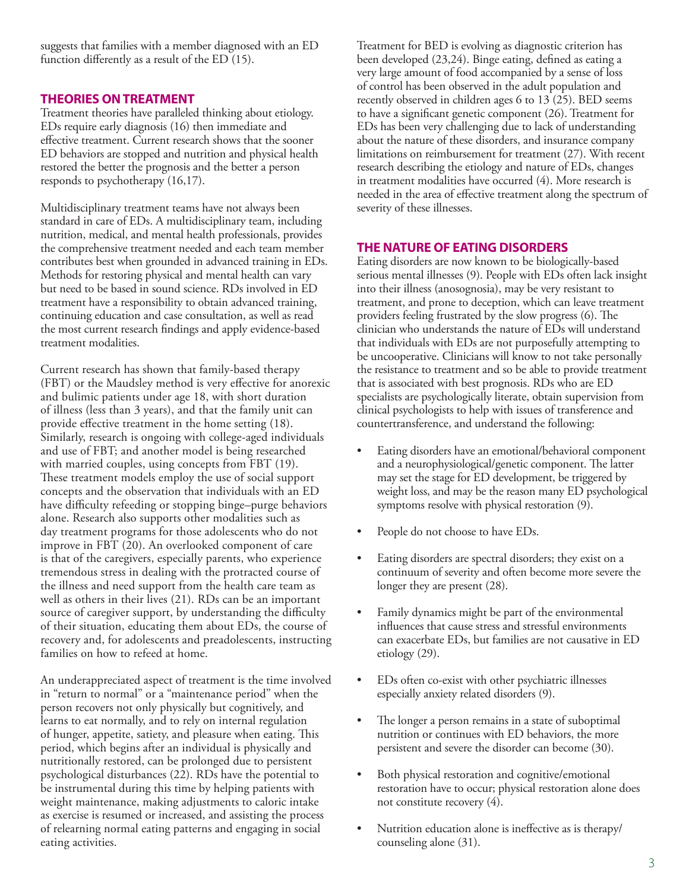suggests that families with a member diagnosed with an ED function differently as a result of the ED (15).

## THEORIES ON TREATMENT

Treatment theories have paralleled thinking about etiology. EDs require early diagnosis (16) then immediate and effective treatment. Current research shows that the sooner ED behaviors are stopped and nutrition and physical health restored the better the prognosis and the better a person responds to psychotherapy (16,17).

Multidisciplinary treatment teams have not always been standard in care of EDs. A multidisciplinary team, including nutrition, medical, and mental health professionals, provides the comprehensive treatment needed and each team member contributes best when grounded in advanced training in EDs. Methods for restoring physical and mental health can vary but need to be based in sound science. RDs involved in ED treatment have a responsibility to obtain advanced training, continuing education and case consultation, as well as read the most current research findings and apply evidence-based treatment modalities.

Current research has shown that family-based therapy (FBT) or the Maudsley method is very effective for anorexic and bulimic patients under age 18, with short duration of illness (less than 3 years), and that the family unit can provide effective treatment in the home setting (18). Similarly, research is ongoing with college-aged individuals and use of FBT; and another model is being researched with married couples, using concepts from FBT (19). These treatment models employ the use of social support concepts and the observation that individuals with an ED have difficulty refeeding or stopping binge–purge behaviors alone. Research also supports other modalities such as day treatment programs for those adolescents who do not improve in FBT (20). An overlooked component of care is that of the caregivers, especially parents, who experience tremendous stress in dealing with the protracted course of the illness and need support from the health care team as well as others in their lives (21). RDs can be an important source of caregiver support, by understanding the difficulty of their situation, educating them about EDs, the course of recovery and, for adolescents and preadolescents, instructing families on how to refeed at home.

An underappreciated aspect of treatment is the time involved in "return to normal" or a "maintenance period" when the person recovers not only physically but cognitively, and learns to eat normally, and to rely on internal regulation of hunger, appetite, satiety, and pleasure when eating. This period, which begins after an individual is physically and nutritionally restored, can be prolonged due to persistent psychological disturbances (22). RDs have the potential to be instrumental during this time by helping patients with weight maintenance, making adjustments to caloric intake as exercise is resumed or increased, and assisting the process of relearning normal eating patterns and engaging in social eating activities.

Treatment for BED is evolving as diagnostic criterion has been developed (23,24). Binge eating, defined as eating a very large amount of food accompanied by a sense of loss of control has been observed in the adult population and recently observed in children ages 6 to 13 (25). BED seems to have a significant genetic component (26). Treatment for EDs has been very challenging due to lack of understanding about the nature of these disorders, and insurance company limitations on reimbursement for treatment (27). With recent research describing the etiology and nature of EDs, changes in treatment modalities have occurred (4). More research is needed in the area of effective treatment along the spectrum of severity of these illnesses.

## THE NATURE OF EATING DISORDERS

Eating disorders are now known to be biologically-based serious mental illnesses (9). People with EDs often lack insight into their illness (anosognosia), may be very resistant to treatment, and prone to deception, which can leave treatment providers feeling frustrated by the slow progress (6). The clinician who understands the nature of EDs will understand that individuals with EDs are not purposefully attempting to be uncooperative. Clinicians will know to not take personally the resistance to treatment and so be able to provide treatment that is associated with best prognosis. RDs who are ED specialists are psychologically literate, obtain supervision from clinical psychologists to help with issues of transference and countertransference, and understand the following:

- Eating disorders have an emotional/behavioral component and a neurophysiological/genetic component. The latter may set the stage for ED development, be triggered by weight loss, and may be the reason many ED psychological symptoms resolve with physical restoration (9).
- People do not choose to have EDs.
- Eating disorders are spectral disorders; they exist on a continuum of severity and often become more severe the longer they are present (28).
- Family dynamics might be part of the environmental influences that cause stress and stressful environments can exacerbate EDs, but families are not causative in ED etiology (29).
- EDs often co-exist with other psychiatric illnesses especially anxiety related disorders (9).
- The longer a person remains in a state of suboptimal nutrition or continues with ED behaviors, the more persistent and severe the disorder can become (30).
- Both physical restoration and cognitive/emotional restoration have to occur; physical restoration alone does not constitute recovery (4).
- Nutrition education alone is ineffective as is therapy/counseling alone (31).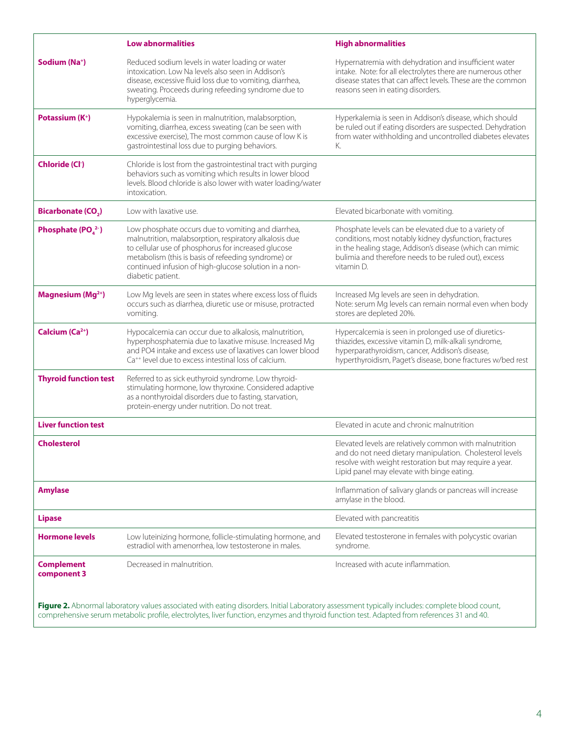| | Low abnormalities | High abnormalities |
|---|---|---|
| **Sodium ($Na^+$)** | Reduced sodium levels in water loading or water intoxication. Low Na levels also seen in Addison's disease, excessive fluid loss due to vomiting, diarrhea, sweating. Proceeds during refeeding syndrome due to hyperglycemia. | Hypernatremia with dehydration and insufficient water intake. Note: for all electrolytes there are numerous other disease states that can affect levels. These are the common reasons seen in eating disorders. |
| **Potassium ($K^+$)** | Hypokalemia is seen in malnutrition, malabsorption, vomiting, diarrhea, excess sweating (can be seen with excessive exercise), The most common cause of low K is gastrointestinal loss due to purging behaviors. | Hyperkalemia is seen in Addison's disease, which should be ruled out if eating disorders are suspected. Dehydration from water withholding and uncontrolled diabetes elevates K. |
| **Chloride ($Cl^-$)** | Chloride is lost from the gastrointestinal tract with purging behaviors such as vomiting which results in lower blood levels. Blood chloride is also lower with water loading/water intoxication. | |
| **Bicarbonate ($CO_2$)** | Low with laxative use. | Elevated bicarbonate with vomiting. |
| **Phosphate ($PO_4^{2-}$)** | Low phosphate occurs due to vomiting and diarrhea, malnutrition, malabsorption, respiratory alkalosis due to cellular use of phosphorus for increased glucose metabolism (this is basis of refeeding syndrome) or continued infusion of high-glucose solution in a non-diabetic patient. | Phosphate levels can be elevated due to a variety of conditions, most notably kidney dysfunction, fractures in the healing stage, Addison's disease (which can mimic bulimia and therefore needs to be ruled out), excess vitamin D. |
| **Magnesium ($Mg^{2+}$)** | Low Mg levels are seen in states where excess loss of fluids occurs such as diarrhea, diuretic use or misuse, protracted vomiting. | Increased Mg levels are seen in dehydration. Note: serum Mg levels can remain normal even when body stores are depleted 20%. |
| **Calcium ($Ca^{2+}$)** | Hypocalcemia can occur due to alkalosis, malnutrition, hyperphosphatemia due to laxative misuse. Increased Mg and PO4 intake and excess use of laxatives can lower blood $Ca^{++}$ level due to excess intestinal loss of calcium. | Hypercalcemia is seen in prolonged use of diuretics-thiazides, excessive vitamin D, milk-alkali syndrome, hyperparathyroidism, cancer, Addison's disease, hyperthyroidism, Paget's disease, bone fractures w/bed rest |
| **Thyroid function test** | Referred to as sick euthyroid syndrome. Low thyroid-stimulating hormone, low thyroxine. Considered adaptive as a nonthyroidal disorders due to fasting, starvation, protein-energy under nutrition. Do not treat. | |
| **Liver function test** | | Elevated in acute and chronic malnutrition |
| **Cholesterol** | | Elevated levels are relatively common with malnutrition and do not need dietary manipulation. Cholesterol levels resolve with weight restoration but may require a year. Lipid panel may elevate with binge eating. |
| **Amylase** | | Inflammation of salivary glands or pancreas will increase amylase in the blood. |
| **Lipase** | | Elevated with pancreatitis |
| **Hormone levels** | Low luteinizing hormone, follicle-stimulating hormone, and estradiol with amenorrhea, low testosterone in males. | Elevated testosterone in females with polycystic ovarian syndrome. |
| **Complement component 3** | Decreased in malnutrition. | Increased with acute inflammation. |

**Figure 2.** Abnormal laboratory values associated with eating disorders. Initial Laboratory assessment typically includes: complete blood count, comprehensive serum metabolic profile, electrolytes, liver function, enzymes and thyroid function test. Adapted from references 31 and 40.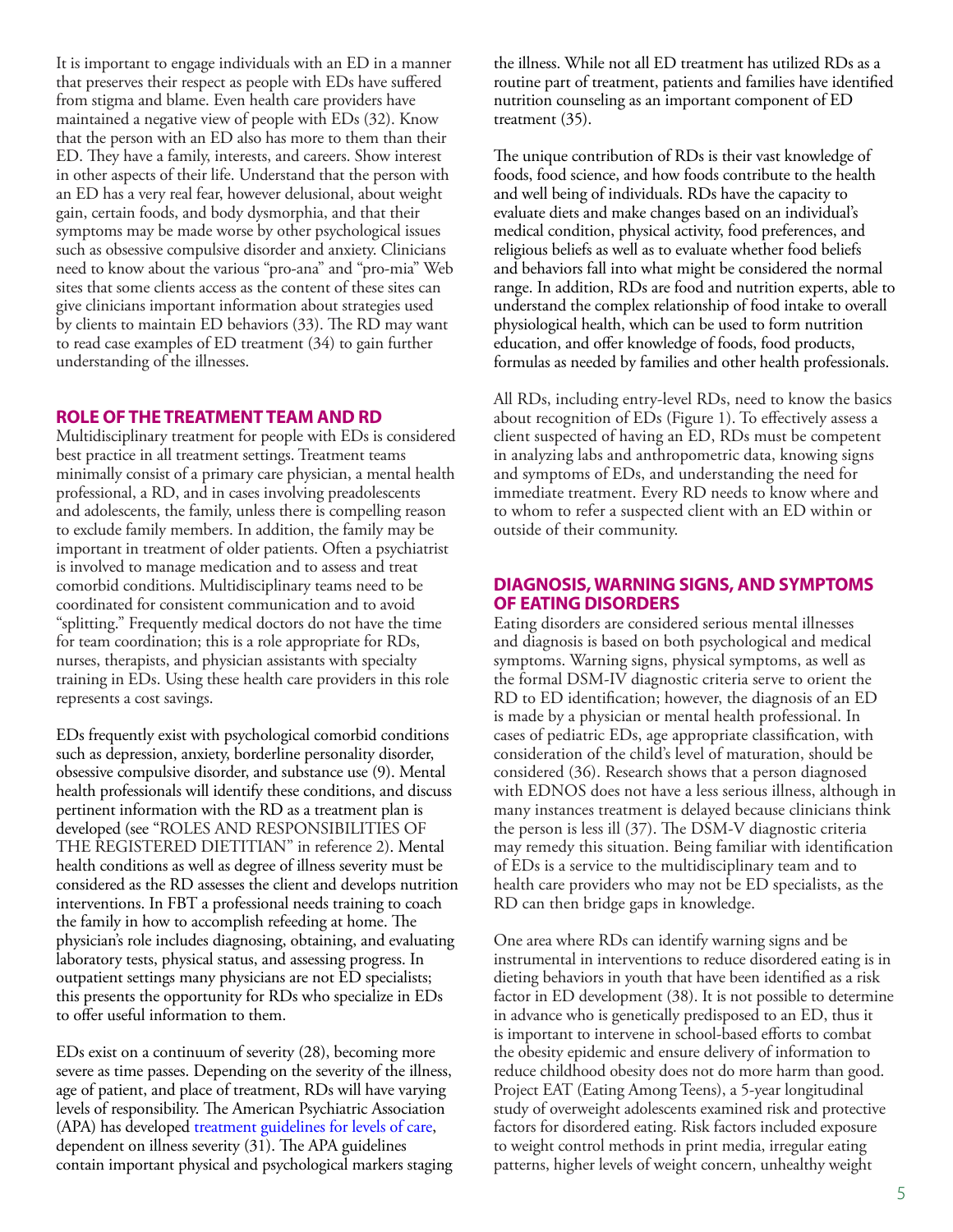It is important to engage individuals with an ED in a manner that preserves their respect as people with EDs have suffered from stigma and blame. Even health care providers have maintained a negative view of people with EDs (32). Know that the person with an ED also has more to them than their ED. They have a family, interests, and careers. Show interest in other aspects of their life. Understand that the person with an ED has a very real fear, however delusional, about weight gain, certain foods, and body dysmorphia, and that their symptoms may be made worse by other psychological issues such as obsessive compulsive disorder and anxiety. Clinicians need to know about the various "pro-ana" and "pro-mia" Web sites that some clients access as the content of these sites can give clinicians important information about strategies used by clients to maintain ED behaviors (33). The RD may want to read case examples of ED treatment (34) to gain further understanding of the illnesses.

## ROLE OF THE TREATMENT TEAM AND RD

Multidisciplinary treatment for people with EDs is considered best practice in all treatment settings. Treatment teams minimally consist of a primary care physician, a mental health professional, a RD, and in cases involving preadolescents and adolescents, the family, unless there is compelling reason to exclude family members. In addition, the family may be important in treatment of older patients. Often a psychiatrist is involved to manage medication and to assess and treat comorbid conditions. Multidisciplinary teams need to be coordinated for consistent communication and to avoid "splitting." Frequently medical doctors do not have the time for team coordination; this is a role appropriate for RDs, nurses, therapists, and physician assistants with specialty training in EDs. Using these health care providers in this role represents a cost savings.

EDs frequently exist with psychological comorbid conditions such as depression, anxiety, borderline personality disorder, obsessive compulsive disorder, and substance use (9). Mental health professionals will identify these conditions, and discuss pertinent information with the RD as a treatment plan is developed (see "ROLES AND RESPONSIBILITIES OF THE REGISTERED DIETITIAN" in reference 2). Mental health conditions as well as degree of illness severity must be considered as the RD assesses the client and develops nutrition interventions. In FBT a professional needs training to coach the family in how to accomplish refeeding at home. The physician's role includes diagnosing, obtaining, and evaluating laboratory tests, physical status, and assessing progress. In outpatient settings many physicians are not ED specialists; this presents the opportunity for RDs who specialize in EDs to offer useful information to them.

EDs exist on a continuum of severity (28), becoming more severe as time passes. Depending on the severity of the illness, age of patient, and place of treatment, RDs will have varying levels of responsibility. The American Psychiatric Association (APA) has developed treatment guidelines for levels of care, dependent on illness severity (31). The APA guidelines contain important physical and psychological markers staging the illness. While not all ED treatment has utilized RDs as a routine part of treatment, patients and families have identified nutrition counseling as an important component of ED treatment (35).

The unique contribution of RDs is their vast knowledge of foods, food science, and how foods contribute to the health and well being of individuals. RDs have the capacity to evaluate diets and make changes based on an individual's medical condition, physical activity, food preferences, and religious beliefs as well as to evaluate whether food beliefs and behaviors fall into what might be considered the normal range. In addition, RDs are food and nutrition experts, able to understand the complex relationship of food intake to overall physiological health, which can be used to form nutrition education, and offer knowledge of foods, food products, formulas as needed by families and other health professionals.

All RDs, including entry-level RDs, need to know the basics about recognition of EDs (Figure 1). To effectively assess a client suspected of having an ED, RDs must be competent in analyzing labs and anthropometric data, knowing signs and symptoms of EDs, and understanding the need for immediate treatment. Every RD needs to know where and to whom to refer a suspected client with an ED within or outside of their community.

## DIAGNOSIS, WARNING SIGNS, AND SYMPTOMS OF EATING DISORDERS

Eating disorders are considered serious mental illnesses and diagnosis is based on both psychological and medical symptoms. Warning signs, physical symptoms, as well as the formal DSM-IV diagnostic criteria serve to orient the RD to ED identification; however, the diagnosis of an ED is made by a physician or mental health professional. In cases of pediatric EDs, age appropriate classification, with consideration of the child's level of maturation, should be considered (36). Research shows that a person diagnosed with EDNOS does not have a less serious illness, although in many instances treatment is delayed because clinicians think the person is less ill (37). The DSM-V diagnostic criteria may remedy this situation. Being familiar with identification of EDs is a service to the multidisciplinary team and to health care providers who may not be ED specialists, as the RD can then bridge gaps in knowledge.

One area where RDs can identify warning signs and be instrumental in interventions to reduce disordered eating is in dieting behaviors in youth that have been identified as a risk factor in ED development (38). It is not possible to determine in advance who is genetically predisposed to an ED, thus it is important to intervene in school-based efforts to combat the obesity epidemic and ensure delivery of information to reduce childhood obesity does not do more harm than good. Project EAT (Eating Among Teens), a 5-year longitudinal study of overweight adolescents examined risk and protective factors for disordered eating. Risk factors included exposure to weight control methods in print media, irregular eating patterns, higher levels of weight concern, unhealthy weight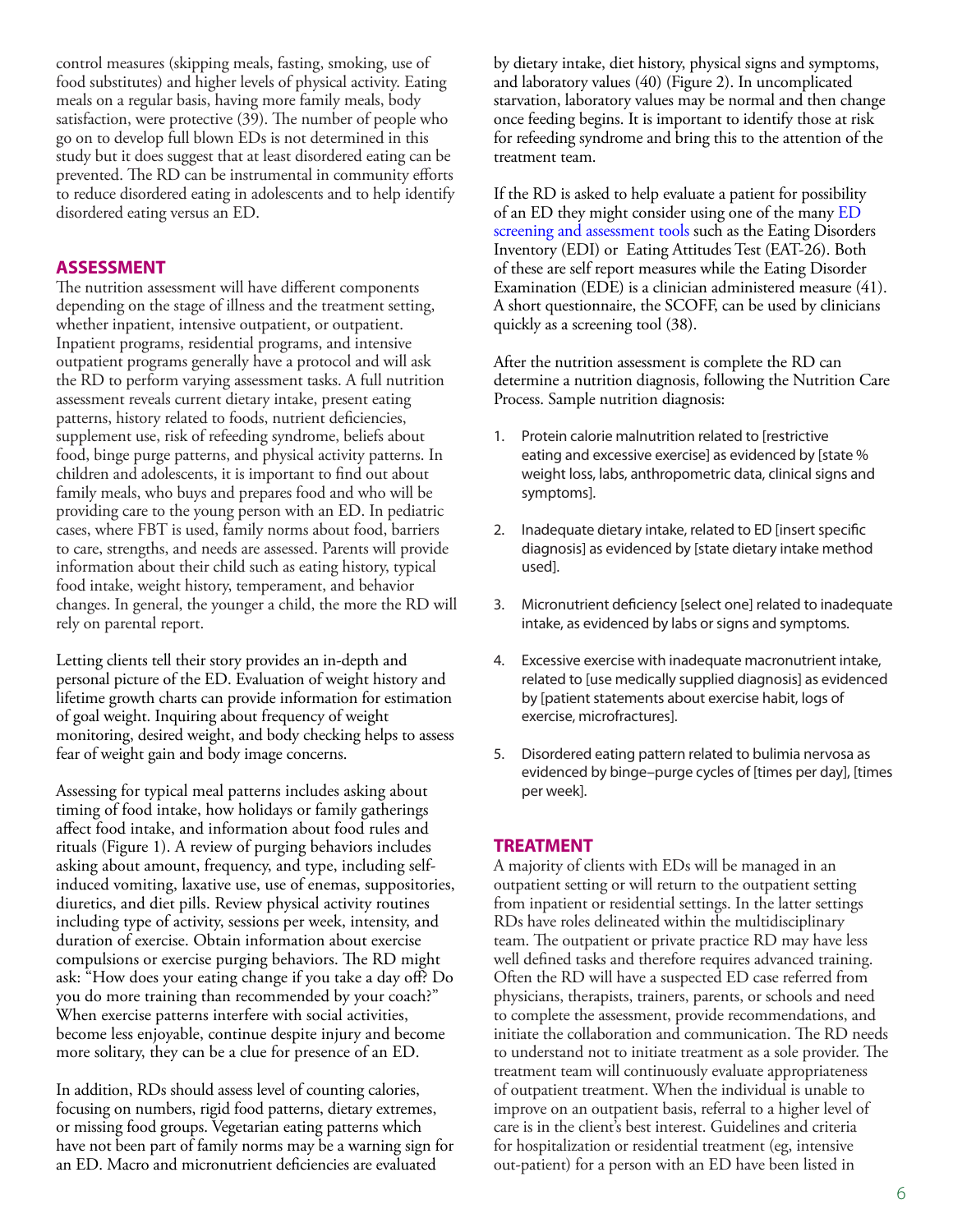control measures (skipping meals, fasting, smoking, use of food substitutes) and higher levels of physical activity. Eating meals on a regular basis, having more family meals, body satisfaction, were protective (39). The number of people who go on to develop full blown EDs is not determined in this study but it does suggest that at least disordered eating can be prevented. The RD can be instrumental in community efforts to reduce disordered eating in adolescents and to help identify disordered eating versus an ED.

## ASSESSMENT

The nutrition assessment will have different components depending on the stage of illness and the treatment setting, whether inpatient, intensive outpatient, or outpatient. Inpatient programs, residential programs, and intensive outpatient programs generally have a protocol and will ask the RD to perform varying assessment tasks. A full nutrition assessment reveals current dietary intake, present eating patterns, history related to foods, nutrient deficiencies, supplement use, risk of refeeding syndrome, beliefs about food, binge purge patterns, and physical activity patterns. In children and adolescents, it is important to find out about family meals, who buys and prepares food and who will be providing care to the young person with an ED. In pediatric cases, where FBT is used, family norms about food, barriers to care, strengths, and needs are assessed. Parents will provide information about their child such as eating history, typical food intake, weight history, temperament, and behavior changes. In general, the younger a child, the more the RD will rely on parental report.

Letting clients tell their story provides an in-depth and personal picture of the ED. Evaluation of weight history and lifetime growth charts can provide information for estimation of goal weight. Inquiring about frequency of weight monitoring, desired weight, and body checking helps to assess fear of weight gain and body image concerns.

Assessing for typical meal patterns includes asking about timing of food intake, how holidays or family gatherings affect food intake, and information about food rules and rituals (Figure 1). A review of purging behaviors includes asking about amount, frequency, and type, including self-induced vomiting, laxative use, use of enemas, suppositories, diuretics, and diet pills. Review physical activity routines including type of activity, sessions per week, intensity, and duration of exercise. Obtain information about exercise compulsions or exercise purging behaviors. The RD might ask: "How does your eating change if you take a day off? Do you do more training than recommended by your coach?" When exercise patterns interfere with social activities, become less enjoyable, continue despite injury and become more solitary, they can be a clue for presence of an ED.

In addition, RDs should assess level of counting calories, focusing on numbers, rigid food patterns, dietary extremes, or missing food groups. Vegetarian eating patterns which have not been part of family norms may be a warning sign for an ED. Macro and micronutrient deficiencies are evaluated by dietary intake, diet history, physical signs and symptoms, and laboratory values (40) (Figure 2). In uncomplicated starvation, laboratory values may be normal and then change once feeding begins. It is important to identify those at risk for refeeding syndrome and bring this to the attention of the treatment team.

If the RD is asked to help evaluate a patient for possibility of an ED they might consider using one of the many ED screening and assessment tools such as the Eating Disorders Inventory (EDI) or Eating Attitudes Test (EAT-26). Both of these are self report measures while the Eating Disorder Examination (EDE) is a clinician administered measure (41). A short questionnaire, the SCOFF, can be used by clinicians quickly as a screening tool (38).

After the nutrition assessment is complete the RD can determine a nutrition diagnosis, following the Nutrition Care Process. Sample nutrition diagnosis:

1. Protein calorie malnutrition related to [restrictive eating and excessive exercise] as evidenced by [state % weight loss, labs, anthropometric data, clinical signs and symptoms].
2. Inadequate dietary intake, related to ED [insert specific diagnosis] as evidenced by [state dietary intake method used].
3. Micronutrient deficiency [select one] related to inadequate intake, as evidenced by labs or signs and symptoms.
4. Excessive exercise with inadequate macronutrient intake, related to [use medically supplied diagnosis] as evidenced by [patient statements about exercise habit, logs of exercise, microfractures].
5. Disordered eating pattern related to bulimia nervosa as evidenced by binge–purge cycles of [times per day], [times per week].

## TREATMENT

A majority of clients with EDs will be managed in an outpatient setting or will return to the outpatient setting from inpatient or residential settings. In the latter settings RDs have roles delineated within the multidisciplinary team. The outpatient or private practice RD may have less well defined tasks and therefore requires advanced training. Often the RD will have a suspected ED case referred from physicians, therapists, trainers, parents, or schools and need to complete the assessment, provide recommendations, and initiate the collaboration and communication. The RD needs to understand not to initiate treatment as a sole provider. The treatment team will continuously evaluate appropriateness of outpatient treatment. When the individual is unable to improve on an outpatient basis, referral to a higher level of care is in the client's best interest. Guidelines and criteria for hospitalization or residential treatment (eg, intensive out-patient) for a person with an ED have been listed in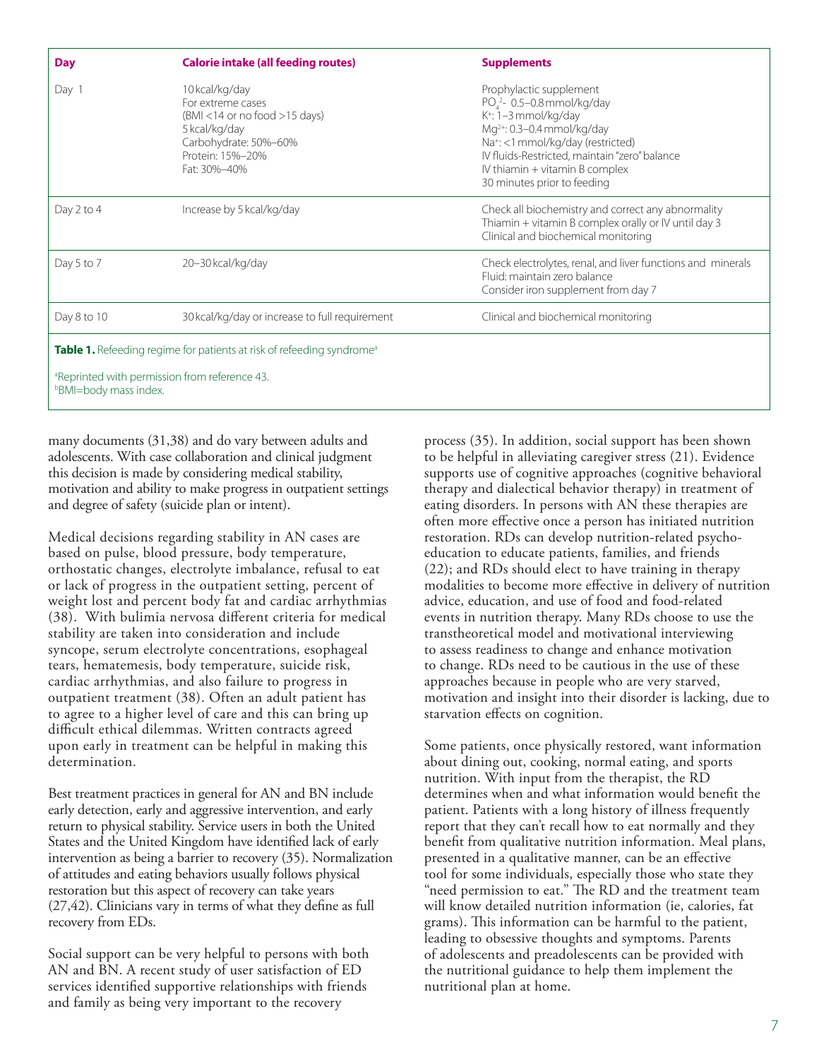| Day | Calorie intake (all feeding routes) | Supplements |
|---|---|---|
| Day 1 | 10 kcal/kg/day<br>For extreme cases<br>(BMI <14 or no food >15 days)<br>5 kcal/kg/day<br>Carbohydrate: 50%–60%<br>Protein: 15%–20%<br>Fat: 30%–40% | Prophylactic supplement<br>$PO_4^{2-}$ 0.5–0.8 mmol/kg/day<br>$K^+$: 1–3 mmol/kg/day<br>$Mg^{2+}$: 0.3–0.4 mmol/kg/day<br>$Na^+$: <1 mmol/kg/day (restricted)<br>IV fluids-Restricted, maintain "zero" balance<br>IV thiamin + vitamin B complex<br>30 minutes prior to feeding |
| Day 2 to 4 | Increase by 5 kcal/kg/day | Check all biochemistry and correct any abnormality<br>Thiamin + vitamin B complex orally or IV until day 3<br>Clinical and biochemical monitoring |
| Day 5 to 7 | 20–30 kcal/kg/day | Check electrolytes, renal, and liver functions and minerals<br>Fluid: maintain zero balance<br>Consider iron supplement from day 7 |
| Day 8 to 10 | 30 kcal/kg/day or increase to full requirement | Clinical and biochemical monitoring |

**Table 1.** Refeeding regime for patients at risk of refeeding syndrome[a]

[a]Reprinted with permission from reference 43.
[b]BMI=body mass index.

many documents (31,38) and do vary between adults and adolescents. With case collaboration and clinical judgment this decision is made by considering medical stability, motivation and ability to make progress in outpatient settings and degree of safety (suicide plan or intent).

Medical decisions regarding stability in AN cases are based on pulse, blood pressure, body temperature, orthostatic changes, electrolyte imbalance, refusal to eat or lack of progress in the outpatient setting, percent of weight lost and percent body fat and cardiac arrhythmias (38). With bulimia nervosa different criteria for medical stability are taken into consideration and include syncope, serum electrolyte concentrations, esophageal tears, hematemesis, body temperature, suicide risk, cardiac arrhythmias, and also failure to progress in outpatient treatment (38). Often an adult patient has to agree to a higher level of care and this can bring up difficult ethical dilemmas. Written contracts agreed upon early in treatment can be helpful in making this determination.

Best treatment practices in general for AN and BN include early detection, early and aggressive intervention, and early return to physical stability. Service users in both the United States and the United Kingdom have identified lack of early intervention as being a barrier to recovery (35). Normalization of attitudes and eating behaviors usually follows physical restoration but this aspect of recovery can take years (27,42). Clinicians vary in terms of what they define as full recovery from EDs.

Social support can be very helpful to persons with both AN and BN. A recent study of user satisfaction of ED services identified supportive relationships with friends and family as being very important to the recovery process (35). In addition, social support has been shown to be helpful in alleviating caregiver stress (21). Evidence supports use of cognitive approaches (cognitive behavioral therapy and dialectical behavior therapy) in treatment of eating disorders. In persons with AN these therapies are often more effective once a person has initiated nutrition restoration. RDs can develop nutrition-related psycho-education to educate patients, families, and friends (22); and RDs should elect to have training in therapy modalities to become more effective in delivery of nutrition advice, education, and use of food and food-related events in nutrition therapy. Many RDs choose to use the transtheoretical model and motivational interviewing to assess readiness to change and enhance motivation to change. RDs need to be cautious in the use of these approaches because in people who are very starved, motivation and insight into their disorder is lacking, due to starvation effects on cognition.

Some patients, once physically restored, want information about dining out, cooking, normal eating, and sports nutrition. With input from the therapist, the RD determines when and what information would benefit the patient. Patients with a long history of illness frequently report that they can't recall how to eat normally and they benefit from qualitative nutrition information. Meal plans, presented in a qualitative manner, can be an effective tool for some individuals, especially those who state they "need permission to eat." The RD and the treatment team will know detailed nutrition information (ie, calories, fat grams). This information can be harmful to the patient, leading to obsessive thoughts and symptoms. Parents of adolescents and preadolescents can be provided with the nutritional guidance to help them implement the nutritional plan at home.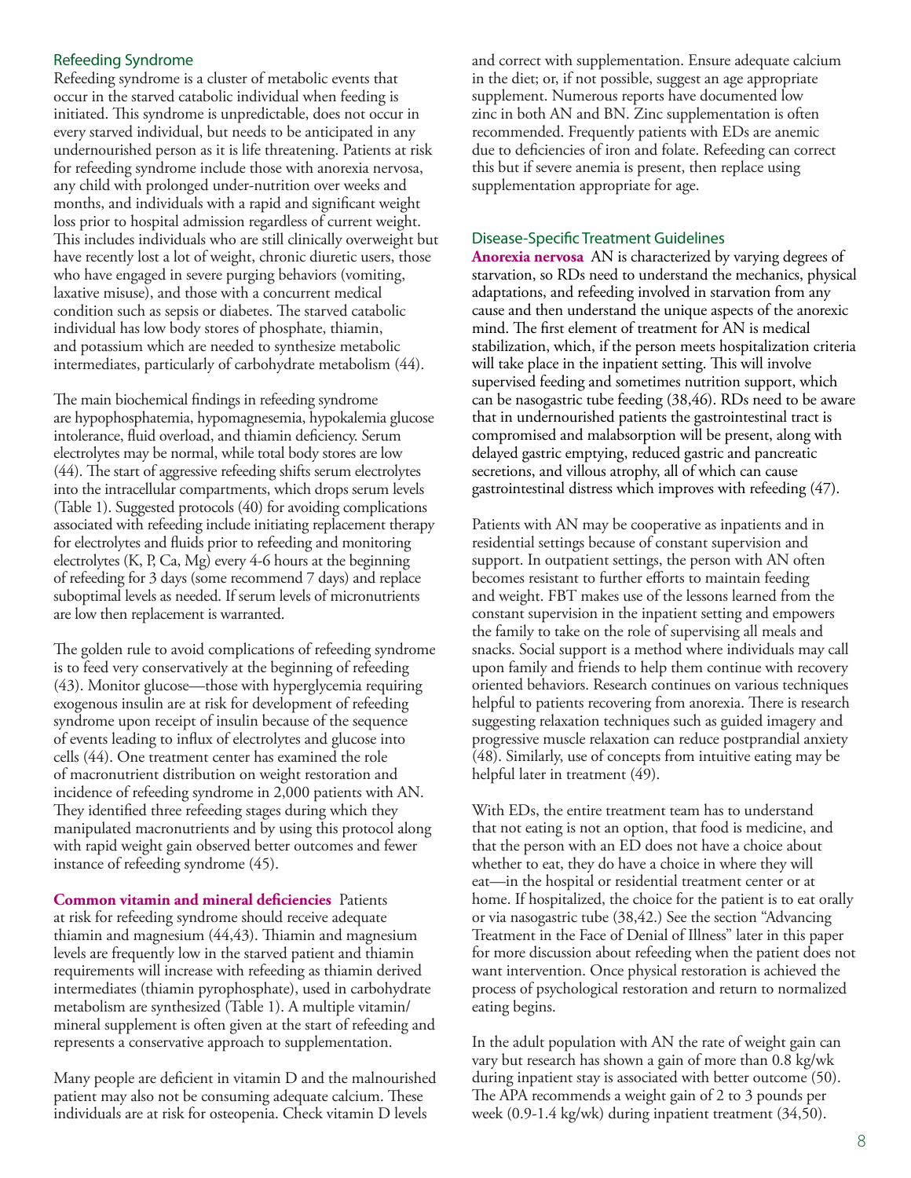## Refeeding Syndrome

Refeeding syndrome is a cluster of metabolic events that occur in the starved catabolic individual when feeding is initiated. This syndrome is unpredictable, does not occur in every starved individual, but needs to be anticipated in any undernourished person as it is life threatening. Patients at risk for refeeding syndrome include those with anorexia nervosa, any child with prolonged under-nutrition over weeks and months, and individuals with a rapid and significant weight loss prior to hospital admission regardless of current weight. This includes individuals who are still clinically overweight but have recently lost a lot of weight, chronic diuretic users, those who have engaged in severe purging behaviors (vomiting, laxative misuse), and those with a concurrent medical condition such as sepsis or diabetes. The starved catabolic individual has low body stores of phosphate, thiamin, and potassium which are needed to synthesize metabolic intermediates, particularly of carbohydrate metabolism (44).

The main biochemical findings in refeeding syndrome are hypophosphatemia, hypomagnesemia, hypokalemia glucose intolerance, fluid overload, and thiamin deficiency. Serum electrolytes may be normal, while total body stores are low (44). The start of aggressive refeeding shifts serum electrolytes into the intracellular compartments, which drops serum levels (Table 1). Suggested protocols (40) for avoiding complications associated with refeeding include initiating replacement therapy for electrolytes and fluids prior to refeeding and monitoring electrolytes (K, P, Ca, Mg) every 4-6 hours at the beginning of refeeding for 3 days (some recommend 7 days) and replace suboptimal levels as needed. If serum levels of micronutrients are low then replacement is warranted.

The golden rule to avoid complications of refeeding syndrome is to feed very conservatively at the beginning of refeeding (43). Monitor glucose—those with hyperglycemia requiring exogenous insulin are at risk for development of refeeding syndrome upon receipt of insulin because of the sequence of events leading to influx of electrolytes and glucose into cells (44). One treatment center has examined the role of macronutrient distribution on weight restoration and incidence of refeeding syndrome in 2,000 patients with AN. They identified three refeeding stages during which they manipulated macronutrients and by using this protocol along with rapid weight gain observed better outcomes and fewer instance of refeeding syndrome (45).

**Common vitamin and mineral deficiencies** Patients at risk for refeeding syndrome should receive adequate thiamin and magnesium (44,43). Thiamin and magnesium levels are frequently low in the starved patient and thiamin requirements will increase with refeeding as thiamin derived intermediates (thiamin pyrophosphate), used in carbohydrate metabolism are synthesized (Table 1). A multiple vitamin/mineral supplement is often given at the start of refeeding and represents a conservative approach to supplementation.

Many people are deficient in vitamin D and the malnourished patient may also not be consuming adequate calcium. These individuals are at risk for osteopenia. Check vitamin D levels and correct with supplementation. Ensure adequate calcium in the diet; or, if not possible, suggest an age appropriate supplement. Numerous reports have documented low zinc in both AN and BN. Zinc supplementation is often recommended. Frequently patients with EDs are anemic due to deficiencies of iron and folate. Refeeding can correct this but if severe anemia is present, then replace using supplementation appropriate for age.

## Disease-Specific Treatment Guidelines

**Anorexia nervosa** AN is characterized by varying degrees of starvation, so RDs need to understand the mechanics, physical adaptations, and refeeding involved in starvation from any cause and then understand the unique aspects of the anorexic mind. The first element of treatment for AN is medical stabilization, which, if the person meets hospitalization criteria will take place in the inpatient setting. This will involve supervised feeding and sometimes nutrition support, which can be nasogastric tube feeding (38,46). RDs need to be aware that in undernourished patients the gastrointestinal tract is compromised and malabsorption will be present, along with delayed gastric emptying, reduced gastric and pancreatic secretions, and villous atrophy, all of which can cause gastrointestinal distress which improves with refeeding (47).

Patients with AN may be cooperative as inpatients and in residential settings because of constant supervision and support. In outpatient settings, the person with AN often becomes resistant to further efforts to maintain feeding and weight. FBT makes use of the lessons learned from the constant supervision in the inpatient setting and empowers the family to take on the role of supervising all meals and snacks. Social support is a method where individuals may call upon family and friends to help them continue with recovery oriented behaviors. Research continues on various techniques helpful to patients recovering from anorexia. There is research suggesting relaxation techniques such as guided imagery and progressive muscle relaxation can reduce postprandial anxiety (48). Similarly, use of concepts from intuitive eating may be helpful later in treatment (49).

With EDs, the entire treatment team has to understand that not eating is not an option, that food is medicine, and that the person with an ED does not have a choice about whether to eat, they do have a choice in where they will eat—in the hospital or residential treatment center or at home. If hospitalized, the choice for the patient is to eat orally or via nasogastric tube (38,42.) See the section "Advancing Treatment in the Face of Denial of Illness" later in this paper for more discussion about refeeding when the patient does not want intervention. Once physical restoration is achieved the process of psychological restoration and return to normalized eating begins.

In the adult population with AN the rate of weight gain can vary but research has shown a gain of more than 0.8 kg/wk during inpatient stay is associated with better outcome (50). The APA recommends a weight gain of 2 to 3 pounds per week (0.9-1.4 kg/wk) during inpatient treatment (34,50).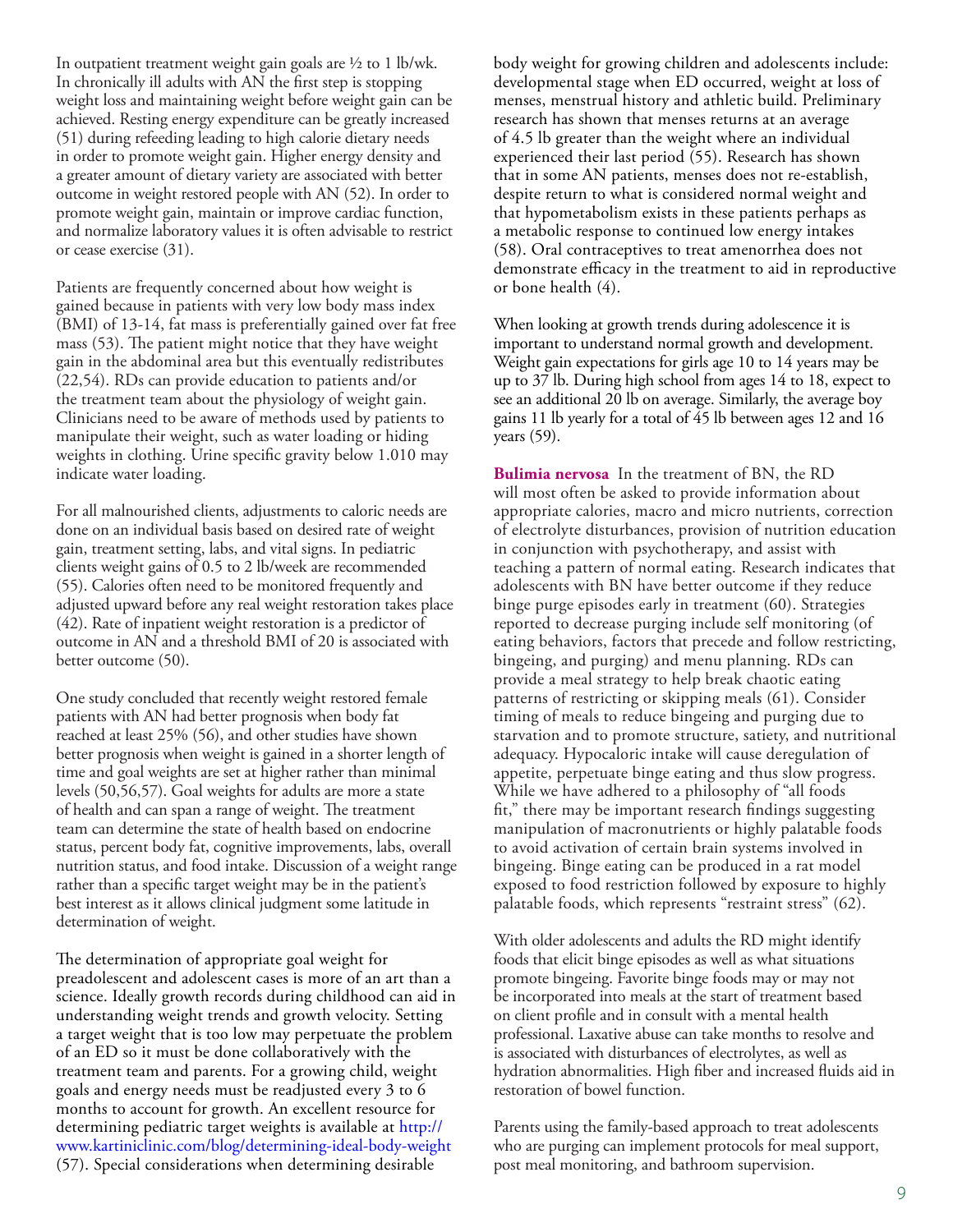In outpatient treatment weight gain goals are ½ to 1 lb/wk. In chronically ill adults with AN the first step is stopping weight loss and maintaining weight before weight gain can be achieved. Resting energy expenditure can be greatly increased (51) during refeeding leading to high calorie dietary needs in order to promote weight gain. Higher energy density and a greater amount of dietary variety are associated with better outcome in weight restored people with AN (52). In order to promote weight gain, maintain or improve cardiac function, and normalize laboratory values it is often advisable to restrict or cease exercise (31).

Patients are frequently concerned about how weight is gained because in patients with very low body mass index (BMI) of 13-14, fat mass is preferentially gained over fat free mass (53). The patient might notice that they have weight gain in the abdominal area but this eventually redistributes (22,54). RDs can provide education to patients and/or the treatment team about the physiology of weight gain. Clinicians need to be aware of methods used by patients to manipulate their weight, such as water loading or hiding weights in clothing. Urine specific gravity below 1.010 may indicate water loading.

For all malnourished clients, adjustments to caloric needs are done on an individual basis based on desired rate of weight gain, treatment setting, labs, and vital signs. In pediatric clients weight gains of 0.5 to 2 lb/week are recommended (55). Calories often need to be monitored frequently and adjusted upward before any real weight restoration takes place (42). Rate of inpatient weight restoration is a predictor of outcome in AN and a threshold BMI of 20 is associated with better outcome (50).

One study concluded that recently weight restored female patients with AN had better prognosis when body fat reached at least 25% (56), and other studies have shown better prognosis when weight is gained in a shorter length of time and goal weights are set at higher rather than minimal levels (50,56,57). Goal weights for adults are more a state of health and can span a range of weight. The treatment team can determine the state of health based on endocrine status, percent body fat, cognitive improvements, labs, overall nutrition status, and food intake. Discussion of a weight range rather than a specific target weight may be in the patient's best interest as it allows clinical judgment some latitude in determination of weight.

The determination of appropriate goal weight for preadolescent and adolescent cases is more of an art than a science. Ideally growth records during childhood can aid in understanding weight trends and growth velocity. Setting a target weight that is too low may perpetuate the problem of an ED so it must be done collaboratively with the treatment team and parents. For a growing child, weight goals and energy needs must be readjusted every 3 to 6 months to account for growth. An excellent resource for determining pediatric target weights is available at http://www.kartiniclinic.com/blog/determining-ideal-body-weight (57). Special considerations when determining desirable body weight for growing children and adolescents include: developmental stage when ED occurred, weight at loss of menses, menstrual history and athletic build. Preliminary research has shown that menses returns at an average of 4.5 lb greater than the weight where an individual experienced their last period (55). Research has shown that in some AN patients, menses does not re-establish, despite return to what is considered normal weight and that hypometabolism exists in these patients perhaps as a metabolic response to continued low energy intakes (58). Oral contraceptives to treat amenorrhea does not demonstrate efficacy in the treatment to aid in reproductive or bone health (4).

When looking at growth trends during adolescence it is important to understand normal growth and development. Weight gain expectations for girls age 10 to 14 years may be up to 37 lb. During high school from ages 14 to 18, expect to see an additional 20 lb on average. Similarly, the average boy gains 11 lb yearly for a total of 45 lb between ages 12 and 16 years (59).

**Bulimia nervosa** In the treatment of BN, the RD will most often be asked to provide information about appropriate calories, macro and micro nutrients, correction of electrolyte disturbances, provision of nutrition education in conjunction with psychotherapy, and assist with teaching a pattern of normal eating. Research indicates that adolescents with BN have better outcome if they reduce binge purge episodes early in treatment (60). Strategies reported to decrease purging include self monitoring (of eating behaviors, factors that precede and follow restricting, bingeing, and purging) and menu planning. RDs can provide a meal strategy to help break chaotic eating patterns of restricting or skipping meals (61). Consider timing of meals to reduce bingeing and purging due to starvation and to promote structure, satiety, and nutritional adequacy. Hypocaloric intake will cause deregulation of appetite, perpetuate binge eating and thus slow progress. While we have adhered to a philosophy of "all foods fit," there may be important research findings suggesting manipulation of macronutrients or highly palatable foods to avoid activation of certain brain systems involved in bingeing. Binge eating can be produced in a rat model exposed to food restriction followed by exposure to highly palatable foods, which represents "restraint stress" (62).

With older adolescents and adults the RD might identify foods that elicit binge episodes as well as what situations promote bingeing. Favorite binge foods may or may not be incorporated into meals at the start of treatment based on client profile and in consult with a mental health professional. Laxative abuse can take months to resolve and is associated with disturbances of electrolytes, as well as hydration abnormalities. High fiber and increased fluids aid in restoration of bowel function.

Parents using the family-based approach to treat adolescents who are purging can implement protocols for meal support, post meal monitoring, and bathroom supervision.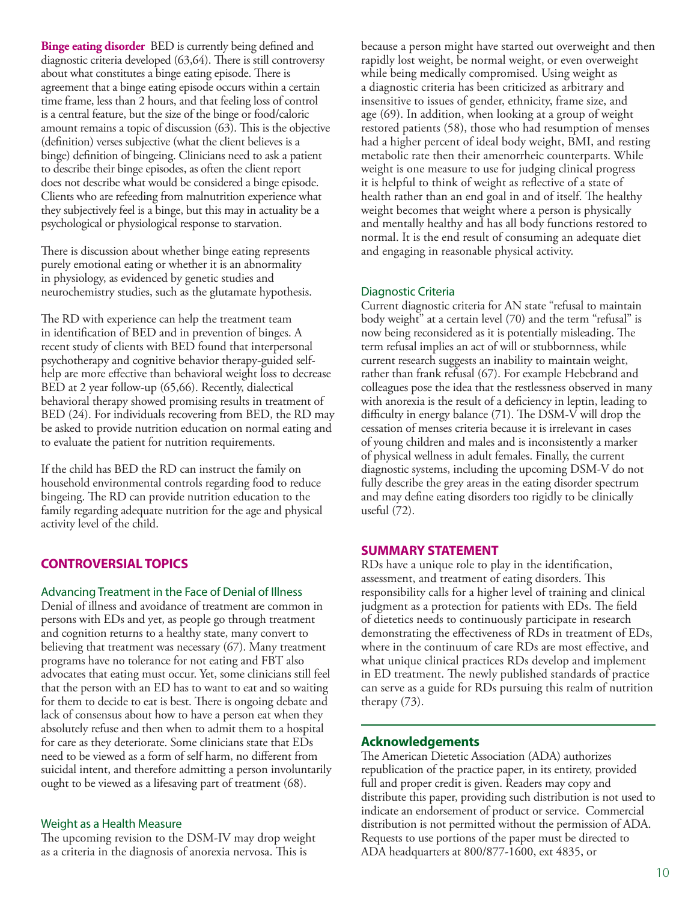**Binge eating disorder** BED is currently being defined and diagnostic criteria developed (63,64). There is still controversy about what constitutes a binge eating episode. There is agreement that a binge eating episode occurs within a certain time frame, less than 2 hours, and that feeling loss of control is a central feature, but the size of the binge or food/caloric amount remains a topic of discussion (63). This is the objective (definition) verses subjective (what the client believes is a binge) definition of bingeing. Clinicians need to ask a patient to describe their binge episodes, as often the client report does not describe what would be considered a binge episode. Clients who are refeeding from malnutrition experience what they subjectively feel is a binge, but this may in actuality be a psychological or physiological response to starvation.

There is discussion about whether binge eating represents purely emotional eating or whether it is an abnormality in physiology, as evidenced by genetic studies and neurochemistry studies, such as the glutamate hypothesis.

The RD with experience can help the treatment team in identification of BED and in prevention of binges. A recent study of clients with BED found that interpersonal psychotherapy and cognitive behavior therapy-guided self-help are more effective than behavioral weight loss to decrease BED at 2 year follow-up (65,66). Recently, dialectical behavioral therapy showed promising results in treatment of BED (24). For individuals recovering from BED, the RD may be asked to provide nutrition education on normal eating and to evaluate the patient for nutrition requirements.

If the child has BED the RD can instruct the family on household environmental controls regarding food to reduce bingeing. The RD can provide nutrition education to the family regarding adequate nutrition for the age and physical activity level of the child.

## CONTROVERSIAL TOPICS

### Advancing Treatment in the Face of Denial of Illness

Denial of illness and avoidance of treatment are common in persons with EDs and yet, as people go through treatment and cognition returns to a healthy state, many convert to believing that treatment was necessary (67). Many treatment programs have no tolerance for not eating and FBT also advocates that eating must occur. Yet, some clinicians still feel that the person with an ED has to want to eat and so waiting for them to decide to eat is best. There is ongoing debate and lack of consensus about how to have a person eat when they absolutely refuse and then when to admit them to a hospital for care as they deteriorate. Some clinicians state that EDs need to be viewed as a form of self harm, no different from suicidal intent, and therefore admitting a person involuntarily ought to be viewed as a lifesaving part of treatment (68).

### Weight as a Health Measure

The upcoming revision to the DSM-IV may drop weight as a criteria in the diagnosis of anorexia nervosa. This is because a person might have started out overweight and then rapidly lost weight, be normal weight, or even overweight while being medically compromised. Using weight as a diagnostic criteria has been criticized as arbitrary and insensitive to issues of gender, ethnicity, frame size, and age (69). In addition, when looking at a group of weight restored patients (58), those who had resumption of menses had a higher percent of ideal body weight, BMI, and resting metabolic rate then their amenorrheic counterparts. While weight is one measure to use for judging clinical progress it is helpful to think of weight as reflective of a state of health rather than an end goal in and of itself. The healthy weight becomes that weight where a person is physically and mentally healthy and has all body functions restored to normal. It is the end result of consuming an adequate diet and engaging in reasonable physical activity.

### Diagnostic Criteria

Current diagnostic criteria for AN state "refusal to maintain body weight" at a certain level (70) and the term "refusal" is now being reconsidered as it is potentially misleading. The term refusal implies an act of will or stubbornness, while current research suggests an inability to maintain weight, rather than frank refusal (67). For example Hebebrand and colleagues pose the idea that the restlessness observed in many with anorexia is the result of a deficiency in leptin, leading to difficulty in energy balance (71). The DSM-V will drop the cessation of menses criteria because it is irrelevant in cases of young children and males and is inconsistently a marker of physical wellness in adult females. Finally, the current diagnostic systems, including the upcoming DSM-V do not fully describe the grey areas in the eating disorder spectrum and may define eating disorders too rigidly to be clinically useful (72).

## SUMMARY STATEMENT

RDs have a unique role to play in the identification, assessment, and treatment of eating disorders. This responsibility calls for a higher level of training and clinical judgment as a protection for patients with EDs. The field of dietetics needs to continuously participate in research demonstrating the effectiveness of RDs in treatment of EDs, where in the continuum of care RDs are most effective, and what unique clinical practices RDs develop and implement in ED treatment. The newly published standards of practice can serve as a guide for RDs pursuing this realm of nutrition therapy (73).

## Acknowledgements

The American Dietetic Association (ADA) authorizes republication of the practice paper, in its entirety, provided full and proper credit is given. Readers may copy and distribute this paper, providing such distribution is not used to indicate an endorsement of product or service. Commercial distribution is not permitted without the permission of ADA. Requests to use portions of the paper must be directed to ADA headquarters at 800/877-1600, ext 4835, or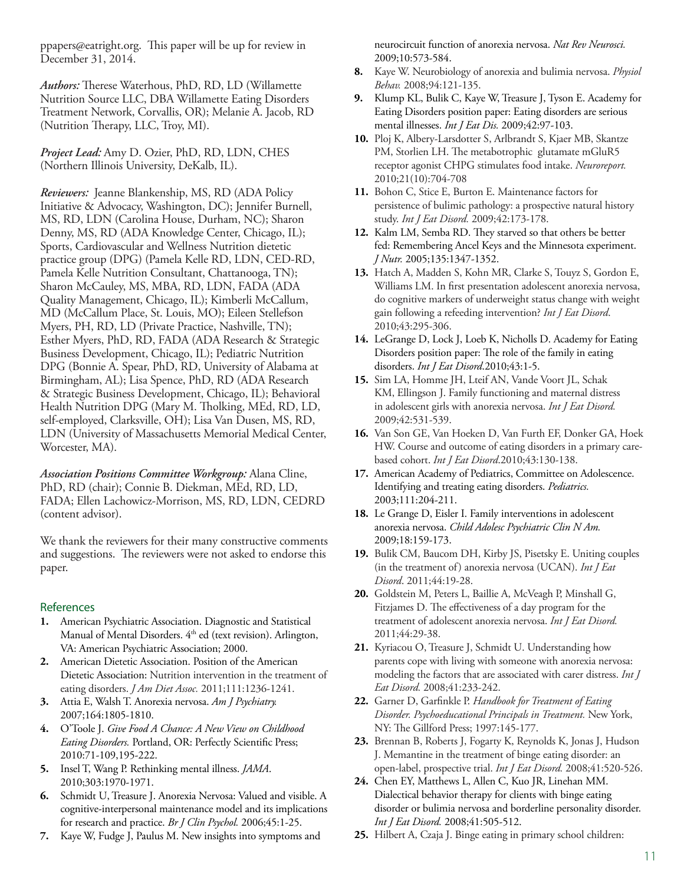ppapers@eatright.org. This paper will be up for review in December 31, 2014.

***Authors:*** Therese Waterhous, PhD, RD, LD (Willamette Nutrition Source LLC, DBA Willamette Eating Disorders Treatment Network, Corvallis, OR); Melanie A. Jacob, RD (Nutrition Therapy, LLC, Troy, MI).

***Project Lead:*** Amy D. Ozier, PhD, RD, LDN, CHES (Northern Illinois University, DeKalb, IL).

***Reviewers:*** Jeanne Blankenship, MS, RD (ADA Policy Initiative & Advocacy, Washington, DC); Jennifer Burnell, MS, RD, LDN (Carolina House, Durham, NC); Sharon Denny, MS, RD (ADA Knowledge Center, Chicago, IL); Sports, Cardiovascular and Wellness Nutrition dietetic practice group (DPG) (Pamela Kelle RD, LDN, CED-RD, Pamela Kelle Nutrition Consultant, Chattanooga, TN); Sharon McCauley, MS, MBA, RD, LDN, FADA (ADA Quality Management, Chicago, IL); Kimberli McCallum, MD (McCallum Place, St. Louis, MO); Eileen Stellefson Myers, PH, RD, LD (Private Practice, Nashville, TN); Esther Myers, PhD, RD, FADA (ADA Research & Strategic Business Development, Chicago, IL); Pediatric Nutrition DPG (Bonnie A. Spear, PhD, RD, University of Alabama at Birmingham, AL); Lisa Spence, PhD, RD (ADA Research & Strategic Business Development, Chicago, IL); Behavioral Health Nutrition DPG (Mary M. Tholking, MEd, RD, LD, self-employed, Clarksville, OH); Lisa Van Dusen, MS, RD, LDN (University of Massachusetts Memorial Medical Center, Worcester, MA).

***Association Positions Committee Workgroup:*** Alana Cline, PhD, RD (chair); Connie B. Diekman, MEd, RD, LD, FADA; Ellen Lachowicz-Morrison, MS, RD, LDN, CEDRD (content advisor).

We thank the reviewers for their many constructive comments and suggestions. The reviewers were not asked to endorse this paper.

## References

1. American Psychiatric Association. Diagnostic and Statistical Manual of Mental Disorders. 4th ed (text revision). Arlington, VA: American Psychiatric Association; 2000.
2. American Dietetic Association. Position of the American Dietetic Association: Nutrition intervention in the treatment of eating disorders. *J Am Diet Assoc.* 2011;111:1236-1241.
3. Attia E, Walsh T. Anorexia nervosa. *Am J Psychiatry.* 2007;164:1805-1810.
4. O'Toole J. *Give Food A Chance: A New View on Childhood Eating Disorders.* Portland, OR: Perfectly Scientific Press; 2010:71-109,195-222.
5. Insel T, Wang P. Rethinking mental illness. *JAMA*. 2010;303:1970-1971.
6. Schmidt U, Treasure J. Anorexia Nervosa: Valued and visible. A cognitive-interpersonal maintenance model and its implications for research and practice. *Br J Clin Psychol.* 2006;45:1-25.
7. Kaye W, Fudge J, Paulus M. New insights into symptoms and neurocircuit function of anorexia nervosa. *Nat Rev Neurosci.* 2009;10:573-584.
8. Kaye W. Neurobiology of anorexia and bulimia nervosa. *Physiol Behav.* 2008;94:121-135.
9. Klump KL, Bulik C, Kaye W, Treasure J, Tyson E. Academy for Eating Disorders position paper: Eating disorders are serious mental illnesses. *Int J Eat Dis.* 2009;42:97-103.
10. Ploj K, Albery-Larsdotter S, Arlbrandt S, Kjaer MB, Skantze PM, Storlien LH. The metabotrophic glutamate mGluR5 receptor agonist CHPG stimulates food intake. *Neuroreport.* 2010;21(10):704-708
11. Bohon C, Stice E, Burton E. Maintenance factors for persistence of bulimic pathology: a prospective natural history study. *Int J Eat Disord.* 2009;42:173-178.
12. Kalm LM, Semba RD. They starved so that others be better fed: Remembering Ancel Keys and the Minnesota experiment. *J Nutr.* 2005;135:1347-1352.
13. Hatch A, Madden S, Kohn MR, Clarke S, Touyz S, Gordon E, Williams LM. In first presentation adolescent anorexia nervosa, do cognitive markers of underweight status change with weight gain following a refeeding intervention? *Int J Eat Disord.* 2010;43:295-306.
14. LeGrange D, Lock J, Loeb K, Nicholls D. Academy for Eating Disorders position paper: The role of the family in eating disorders. *Int J Eat Disord.*2010;43:1-5.
15. Sim LA, Homme JH, Lteif AN, Vande Voort JL, Schak KM, Ellingson J. Family functioning and maternal distress in adolescent girls with anorexia nervosa. *Int J Eat Disord.* 2009;42:531-539.
16. Van Son GE, Van Hoeken D, Van Furth EF, Donker GA, Hoek HW. Course and outcome of eating disorders in a primary care-based cohort. *Int J Eat Disord.*2010;43:130-138.
17. American Academy of Pediatrics, Committee on Adolescence. Identifying and treating eating disorders. *Pediatrics.* 2003;111:204-211.
18. Le Grange D, Eisler I. Family interventions in adolescent anorexia nervosa. *Child Adolesc Psychiatric Clin N Am.* 2009;18:159-173.
19. Bulik CM, Baucom DH, Kirby JS, Pisetsky E. Uniting couples (in the treatment of) anorexia nervosa (UCAN). *Int J Eat Disord*. 2011;44:19-28.
20. Goldstein M, Peters L, Baillie A, McVeagh P, Minshall G, Fitzjames D. The effectiveness of a day program for the treatment of adolescent anorexia nervosa. *Int J Eat Disord.* 2011;44:29-38.
21. Kyriacou O, Treasure J, Schmidt U. Understanding how parents cope with living with someone with anorexia nervosa: modeling the factors that are associated with carer distress. *Int J Eat Disord.* 2008;41:233-242.
22. Garner D, Garfinkle P. *Handbook for Treatment of Eating Disorder. Psychoeducational Principals in Treatment.* New York, NY: The Gillford Press; 1997:145-177.
23. Brennan B, Roberts J, Fogarty K, Reynolds K, Jonas J, Hudson J. Memantine in the treatment of binge eating disorder: an open-label, prospective trial. *Int J Eat Disord.* 2008;41:520-526.
24. Chen EY, Matthews L, Allen C, Kuo JR, Linehan MM. Dialectical behavior therapy for clients with binge eating disorder or bulimia nervosa and borderline personality disorder. *Int J Eat Disord.* 2008;41:505-512.
25. Hilbert A, Czaja J. Binge eating in primary school children: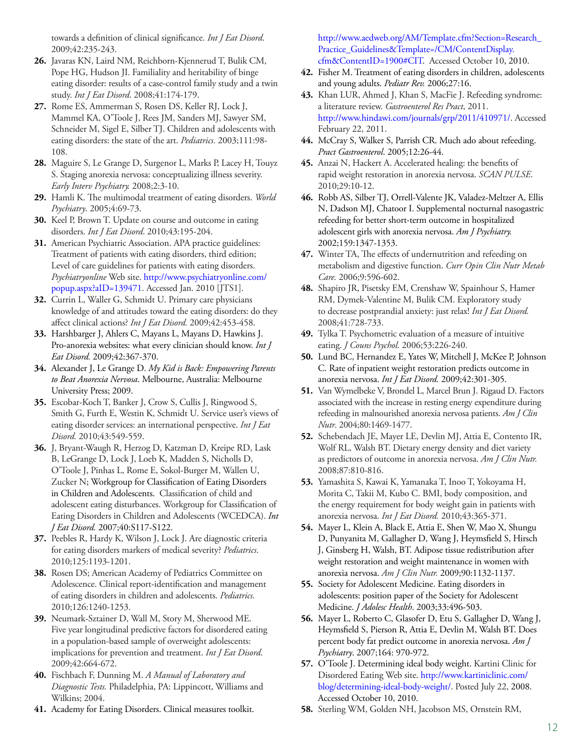towards a definition of clinical significance. *Int J Eat Disord*. 2009;42:235-243.

26. Javaras KN, Laird NM, Reichborn-Kjennerud T, Bulik CM, Pope HG, Hudson JI. Familiality and heritability of binge eating disorder: results of a case-control family study and a twin study. *Int J Eat Disord*. 2008;41:174-179.
27. Rome ES, Ammerman S, Rosen DS, Keller RJ, Lock J, Mammel KA, O'Toole J, Rees JM, Sanders MJ, Sawyer SM, Schneider M, Sigel E, Silber TJ. Children and adolescents with eating disorders: the state of the art. *Pediatrics.* 2003;111:98-108.
28. Maguire S, Le Grange D, Surgenor L, Marks P, Lacey H, Touyz S. Staging anorexia nervosa: conceptualizing illness severity. *Early Interv Psychiatry.* 2008;2:3-10.
29. Hamli K. The multimodal treatment of eating disorders. *World Psychiatry*. 2005;4:69-73.
30. Keel P, Brown T. Update on course and outcome in eating disorders. *Int J Eat Disord*. 2010;43:195-204.
31. American Psychiatric Association. APA practice guidelines: Treatment of patients with eating disorders, third edition; Level of care guidelines for patients with eating disorders. *Psychiatryonline* Web site. http://www.psychiatryonline.com/popup.aspx?aID=139471. Accessed Jan. 2010 [JTS1].
32. Currin L, Waller G, Schmidt U. Primary care physicians knowledge of and attitudes toward the eating disorders: do they affect clinical actions? *Int J Eat Disord.* 2009;42:453-458.
33. Harshbarger J, Ahlers C, Mayans L, Mayans D, Hawkins J. Pro-anorexia websites: what every clinician should know. *Int J Eat Disord.* 2009;42:367-370.
34. Alexander J, Le Grange D. *My Kid is Back: Empowering Parents to Beat Anorexia Nervosa*. Melbourne, Australia: Melbourne University Press; 2009.
35. Escobar-Koch T, Banker J, Crow S, Cullis J, Ringwood S, Smith G, Furth E, Westin K, Schmidt U. Service user's views of eating disorder services: an international perspective. *Int J Eat Disord.* 2010;43:549-559.
36. J, Bryant-Waugh R, Herzog D, Katzman D, Kreipe RD, Lask B, LeGrange D, Lock J, Loeb K, Madden S, Nicholls D, O'Toole J, Pinhas L, Rome E, Sokol-Burger M, Wallen U, Zucker N; Workgroup for Classification of Eating Disorders in Children and Adolescents. Classification of child and adolescent eating disturbances. Workgroup for Classification of Eating Disorders in Children and Adolescents (WCEDCA). *Int J Eat Disord.* 2007;40:S117-S122.
37. Peebles R, Hardy K, Wilson J, Lock J. Are diagnostic criteria for eating disorders markers of medical severity? *Pediatrics*. 2010;125:1193-1201.
38. Rosen DS; American Academy of Pediatrics Committee on Adolescence. Clinical report-identification and management of eating disorders in children and adolescents. *Pediatrics.* 2010;126:1240-1253.
39. Neumark-Sztainer D, Wall M, Story M, Sherwood ME. Five year longitudinal predictive factors for disordered eating in a population-based sample of overweight adolescents: implications for prevention and treatment. *Int J Eat Disord*. 2009;42:664-672.
40. Fischbach F, Dunning M. *A Manual of Laboratory and Diagnostic Tests.* Philadelphia, PA: Lippincott, Williams and Wilkins; 2004.
41. Academy for Eating Disorders. Clinical measures toolkit. http://www.aedweb.org/AM/Template.cfm?Section=Research_Practice_Guidelines&Template=/CM/ContentDisplay.cfm&ContentID=1900#CIT. Accessed October 10, 2010.
42. Fisher M. Treatment of eating disorders in children, adolescents and young adults. *Pediatr Rev.* 2006;27:16.
43. Khan LUR, Ahmed J, Khan S, MacFie J. Refeeding syndrome: a literature review. *Gastroenterol Res Pract*, 2011. http://www.hindawi.com/journals/grp/2011/410971/. Accessed February 22, 2011.
44. McCray S, Walker S, Parrish CR. Much ado about refeeding. *Pract Gastroenterol*. 2005;12:26-44.
45. Anzai N, Hackert A. Accelerated healing: the benefits of rapid weight restoration in anorexia nervosa. *SCAN PULSE*. 2010;29:10-12.
46. Robb AS, Silber TJ, Orrell-Valente JK, Valadez-Meltzer A, Ellis N, Dadson MJ, Chatoor I. Supplemental nocturnal nasogastric refeeding for better short-term outcome in hospitalized adolescent girls with anorexia nervosa. *Am J Psychiatry.* 2002;159:1347-1353.
47. Winter TA, The effects of undernutrition and refeeding on metabolism and digestive function. *Curr Opin Clin Nutr Metab Care.* 2006;9:596-602.
48. Shapiro JR, Pisetsky EM, Crenshaw W, Spainhour S, Hamer RM, Dymek-Valentine M, Bulik CM. Exploratory study to decrease postprandial anxiety: just relax! *Int J Eat Disord.* 2008;41:728-733.
49. Tylka T. Psychometric evaluation of a measure of intuitive eating. *J Couns Psychol.* 2006;53:226-240.
50. Lund BC, Hernandez E, Yates W, Mitchell J, McKee P, Johnson C. Rate of inpatient weight restoration predicts outcome in anorexia nervosa. *Int J Eat Disord.* 2009;42:301-305.
51. Van Wymelbeke V, Brondel L, Marcel Brun J. Rigaud D. Factors associated with the increase in resting energy expenditure during refeeding in malnourished anorexia nervosa patients. *Am J Clin Nutr*. 2004;80:1469-1477.
52. Schebendach JE, Mayer LE, Devlin MJ, Attia E, Contento IR, Wolf RL, Walsh BT. Dietary energy density and diet variety as predictors of outcome in anorexia nervosa. *Am J Clin Nutr.* 2008;87:810-816.
53. Yamashita S, Kawai K, Yamanaka T, Inoo T, Yokoyama H, Morita C, Takii M, Kubo C. BMI, body composition, and the energy requirement for body weight gain in patients with anorexia nervosa. *Int J Eat Disord.* 2010;43:365-371.
54. Mayer L, Klein A, Black E, Attia E, Shen W, Mao X, Shungu D, Punyanita M, Gallagher D, Wang J, Heymsfield S, Hirsch J, Ginsberg H, Walsh, BT. Adipose tissue redistribution after weight restoration and weight maintenance in women with anorexia nervosa. *Am J Clin Nutr.* 2009;90:1132-1137.
55. Society for Adolescent Medicine. Eating disorders in adolescents: position paper of the Society for Adolescent Medicine. *J Adolesc Health*. 2003;33:496-503.
56. Mayer L, Roberto C, Glasofer D, Etu S, Gallagher D, Wang J, Heymsfield S, Pierson R, Attia E, Devlin M, Walsh BT. Does percent body fat predict outcome in anorexia nervosa. *Am J Psychiatry*. 2007;164: 970-972.
57. O'Toole J. Determining ideal body weight. Kartini Clinic for Disordered Eating Web site. http://www.kartiniclinic.com/blog/determining-ideal-body-weight/. Posted July 22, 2008. Accessed October 10, 2010.
58. Sterling WM, Golden NH, Jacobson MS, Ornstein RM,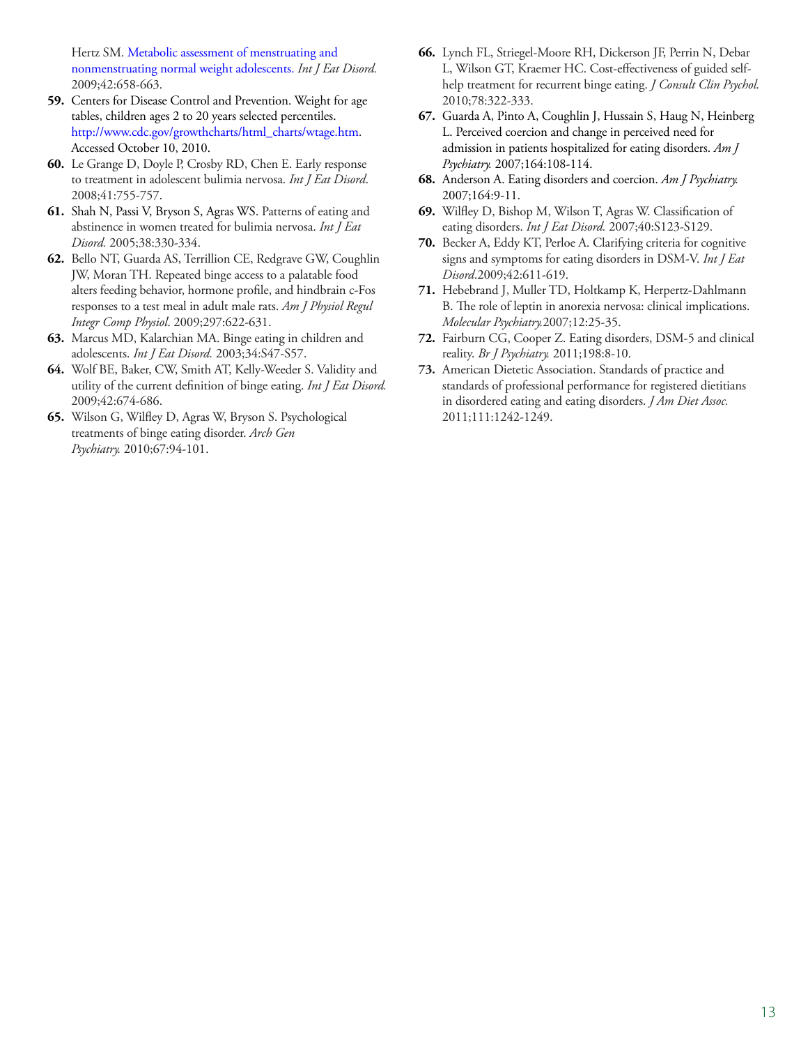Hertz SM. Metabolic assessment of menstruating and nonmenstruating normal weight adolescents. *Int J Eat Disord.* 2009;42:658-663.

59. Centers for Disease Control and Prevention. Weight for age tables, children ages 2 to 20 years selected percentiles. http://www.cdc.gov/growthcharts/html_charts/wtage.htm. Accessed October 10, 2010.
60. Le Grange D, Doyle P, Crosby RD, Chen E. Early response to treatment in adolescent bulimia nervosa. *Int J Eat Disord*. 2008;41:755-757.
61. Shah N, Passi V, Bryson S, Agras WS. Patterns of eating and abstinence in women treated for bulimia nervosa. *Int J Eat Disord.* 2005;38:330-334.
62. Bello NT, Guarda AS, Terrillion CE, Redgrave GW, Coughlin JW, Moran TH. Repeated binge access to a palatable food alters feeding behavior, hormone profile, and hindbrain c-Fos responses to a test meal in adult male rats. *Am J Physiol Regul Integr Comp Physiol*. 2009;297:622-631.
63. Marcus MD, Kalarchian MA. Binge eating in children and adolescents. *Int J Eat Disord.* 2003;34:S47-S57.
64. Wolf BE, Baker, CW, Smith AT, Kelly-Weeder S. Validity and utility of the current definition of binge eating. *Int J Eat Disord.* 2009;42:674-686.
65. Wilson G, Wilfley D, Agras W, Bryson S. Psychological treatments of binge eating disorder. *Arch Gen Psychiatry.* 2010;67:94-101.
66. Lynch FL, Striegel-Moore RH, Dickerson JF, Perrin N, Debar L, Wilson GT, Kraemer HC. Cost-effectiveness of guided self-help treatment for recurrent binge eating. *J Consult Clin Psychol.* 2010;78:322-333.
67. Guarda A, Pinto A, Coughlin J, Hussain S, Haug N, Heinberg L. Perceived coercion and change in perceived need for admission in patients hospitalized for eating disorders. *Am J Psychiatry.* 2007;164:108-114.
68. Anderson A. Eating disorders and coercion. *Am J Psychiatry.* 2007;164:9-11.
69. Wilfley D, Bishop M, Wilson T, Agras W. Classification of eating disorders. *Int J Eat Disord.* 2007;40:S123-S129.
70. Becker A, Eddy KT, Perloe A. Clarifying criteria for cognitive signs and symptoms for eating disorders in DSM-V. *Int J Eat Disord*.2009;42:611-619.
71. Hebebrand J, Muller TD, Holtkamp K, Herpertz-Dahlmann B. The role of leptin in anorexia nervosa: clinical implications. *Molecular Psychiatry.*2007;12:25-35.
72. Fairburn CG, Cooper Z. Eating disorders, DSM-5 and clinical reality. *Br J Psychiatry.* 2011;198:8-10.
73. American Dietetic Association. Standards of practice and standards of professional performance for registered dietitians in disordered eating and eating disorders. *J Am Diet Assoc.* 2011;111:1242-1249.